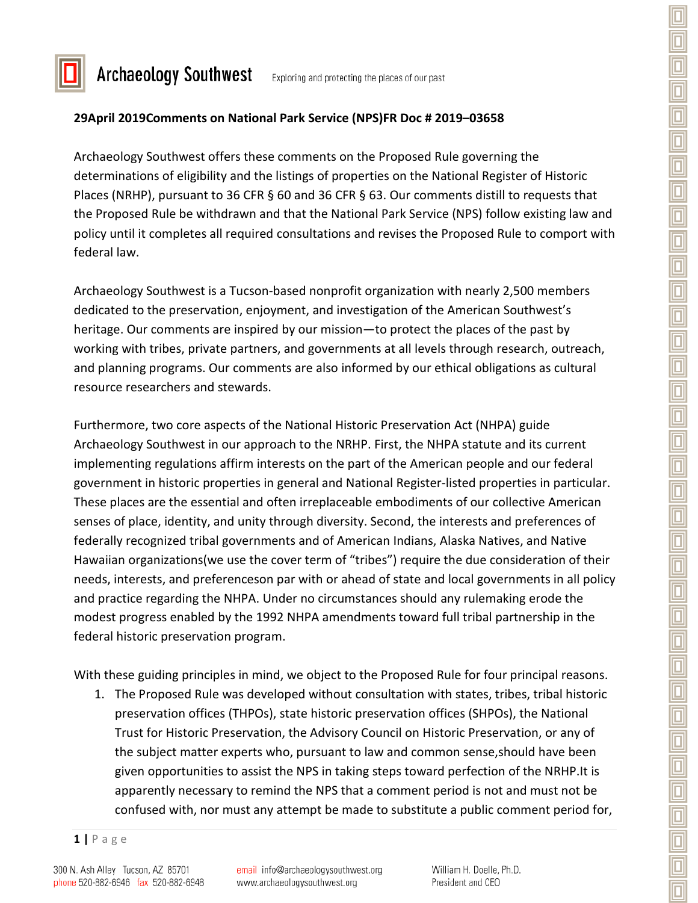Archaeology Southwest — Exploring and protecting the places of our past

**29April 2019Comments on National Park Service (NPS)FR Doc # 2019–03658**

Archaeology Southwest offers these comments on the Proposed Rule governing the determinations of eligibility and the listings of properties on the National Register of Historic Places (NRHP), pursuant to 36 CFR § 60 and 36 CFR § 63. Our comments distill to requests that the Proposed Rule be withdrawn and that the National Park Service (NPS) follow existing law and policy until it completes all required consultations and revises the Proposed Rule to comport with federal law.

Archaeology Southwest is a Tucson-based nonprofit organization with nearly 2,500 members dedicated to the preservation, enjoyment, and investigation of the American Southwest's heritage. Our comments are inspired by our mission—to protect the places of the past by working with tribes, private partners, and governments at all levels through research, outreach, and planning programs. Our comments are also informed by our ethical obligations as cultural resource researchers and stewards.

Furthermore, two core aspects of the National Historic Preservation Act (NHPA) guide Archaeology Southwest in our approach to the NRHP. First, the NHPA statute and its current implementing regulations affirm interests on the part of the American people and our federal government in historic properties in general and National Register-listed properties in particular. These places are the essential and often irreplaceable embodiments of our collective American senses of place, identity, and unity through diversity. Second, the interests and preferences of federally recognized tribal governments and of American Indians, Alaska Natives, and Native Hawaiian organizations(we use the cover term of "tribes") require the due consideration of their needs, interests, and preferenceson par with or ahead of state and local governments in all policy and practice regarding the NHPA. Under no circumstances should any rulemaking erode the modest progress enabled by the 1992 NHPA amendments toward full tribal partnership in the federal historic preservation program.

With these guiding principles in mind, we object to the Proposed Rule for four principal reasons.

1. The Proposed Rule was developed without consultation with states, tribes, tribal historic preservation offices (THPOs), state historic preservation offices (SHPOs), the National Trust for Historic Preservation, the Advisory Council on Historic Preservation, or any of the subject matter experts who, pursuant to law and common sense,should have been given opportunities to assist the NPS in taking steps toward perfection of the NRHP.It is apparently necessary to remind the NPS that a comment period is not and must not be confused with, nor must any attempt be made to substitute a public comment period for,

300 N. Ash Alley Tucson, AZ 85701
phone 520-882-6946 fax 520-882-6948

email info@archaeologysouthwest.org
www.archaeologysouthwest.org

William H. Doelle, Ph.D.
President and CEO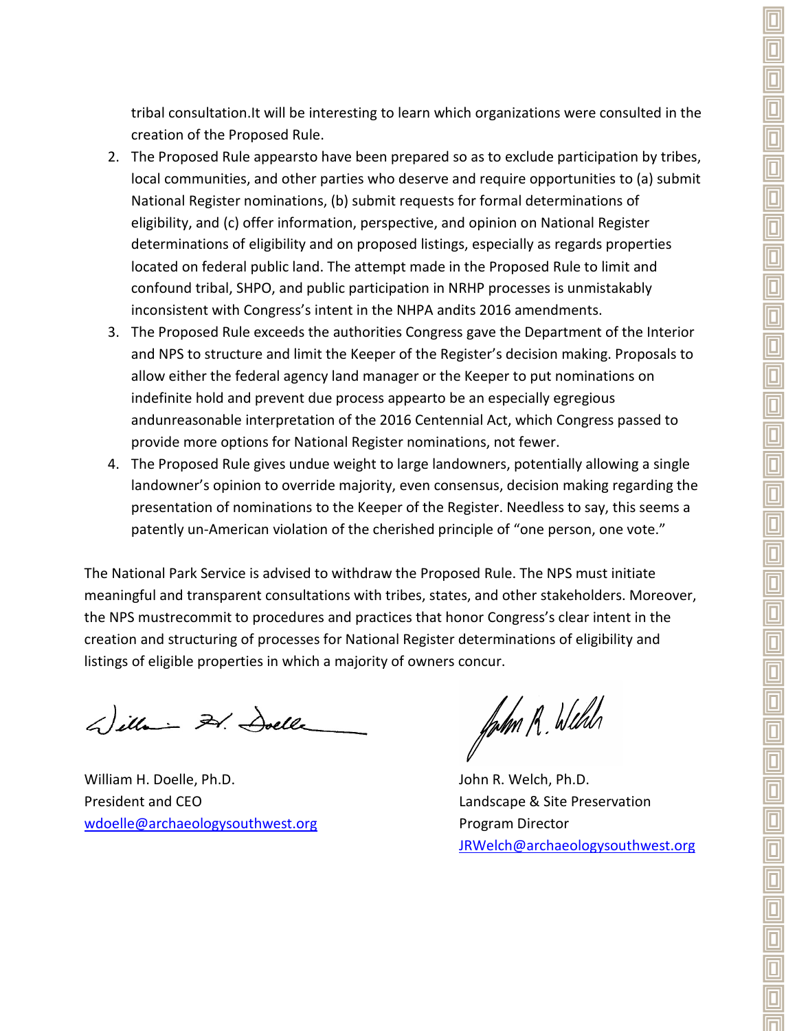tribal consultation.It will be interesting to learn which organizations were consulted in the creation of the Proposed Rule.

2. The Proposed Rule appearsto have been prepared so as to exclude participation by tribes, local communities, and other parties who deserve and require opportunities to (a) submit National Register nominations, (b) submit requests for formal determinations of eligibility, and (c) offer information, perspective, and opinion on National Register determinations of eligibility and on proposed listings, especially as regards properties located on federal public land. The attempt made in the Proposed Rule to limit and confound tribal, SHPO, and public participation in NRHP processes is unmistakably inconsistent with Congress's intent in the NHPA andits 2016 amendments.
3. The Proposed Rule exceeds the authorities Congress gave the Department of the Interior and NPS to structure and limit the Keeper of the Register's decision making. Proposals to allow either the federal agency land manager or the Keeper to put nominations on indefinite hold and prevent due process appearto be an especially egregious andunreasonable interpretation of the 2016 Centennial Act, which Congress passed to provide more options for National Register nominations, not fewer.
4. The Proposed Rule gives undue weight to large landowners, potentially allowing a single landowner's opinion to override majority, even consensus, decision making regarding the presentation of nominations to the Keeper of the Register. Needless to say, this seems a patently un-American violation of the cherished principle of "one person, one vote."

The National Park Service is advised to withdraw the Proposed Rule. The NPS must initiate meaningful and transparent consultations with tribes, states, and other stakeholders. Moreover, the NPS mustrecommit to procedures and practices that honor Congress's clear intent in the creation and structuring of processes for National Register determinations of eligibility and listings of eligible properties in which a majority of owners concur.

William H. Doelle, Ph.D.
President and CEO
wdoelle@archaeologysouthwest.org

John R. Welch, Ph.D.
Landscape & Site Preservation
Program Director
JRWelch@archaeologysouthwest.org